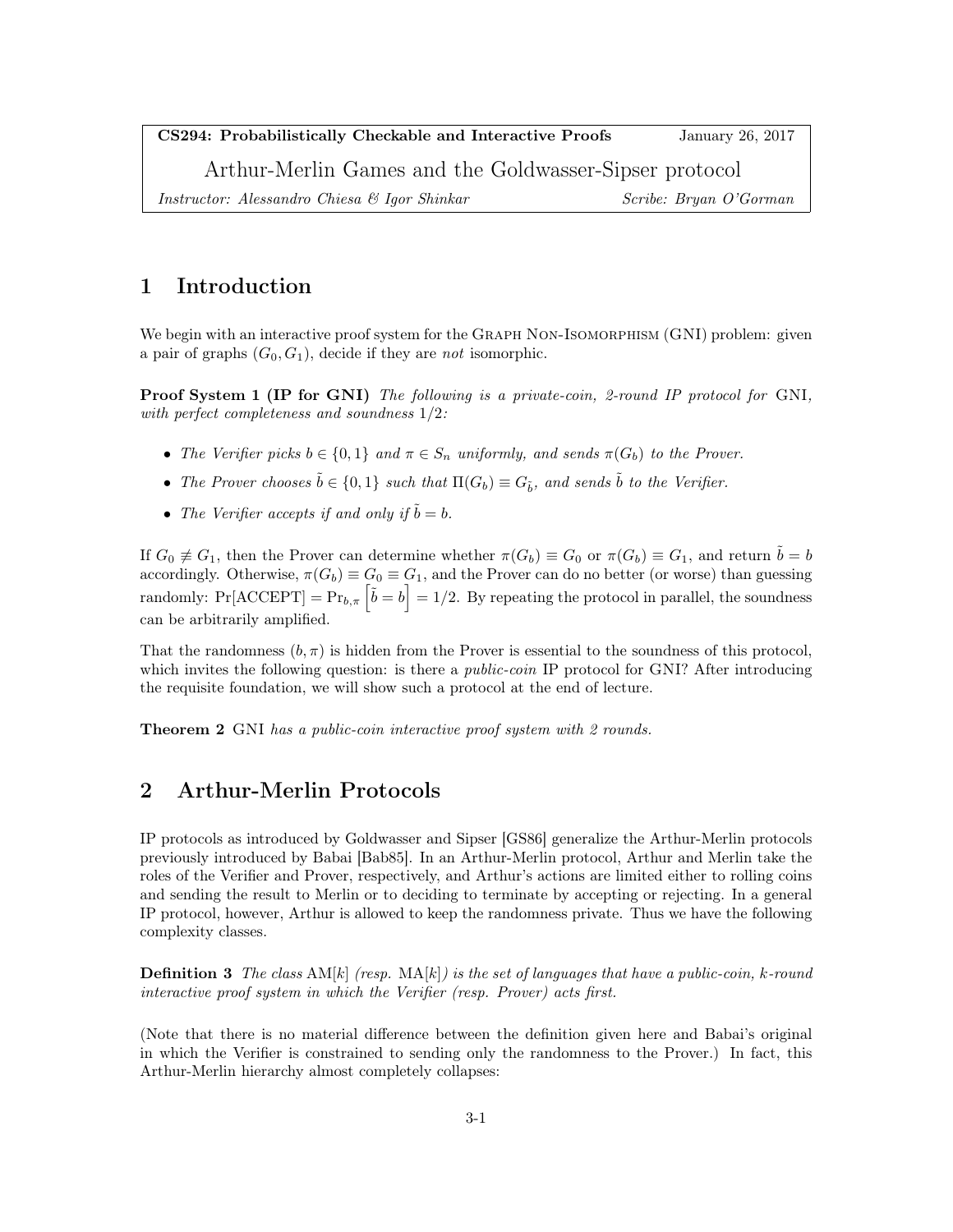**CS294: Probabilistically Checkable and Interactive Proofs** January 26, 2017

Arthur-Merlin Games and the Goldwasser-Sipser protocol

*Instructor: Alessandro Chiesa & Igor Shinkar* *Scribe: Bryan O'Gorman*

# 1 Introduction

We begin with an interactive proof system for the Graph Non-Isomorphism (GNI) problem: given a pair of graphs $(G_0, G_1)$, decide if they are *not* isomorphic.

**Proof System 1 (IP for GNI)** *The following is a private-coin, 2-round IP protocol for* GNI*, with perfect completeness and soundness* $1/2$*:*

- *The Verifier picks* $b \in \{0, 1\}$ *and* $\pi \in S_n$ *uniformly, and sends* $\pi(G_b)$ *to the Prover.*
- *The Prover chooses* $\tilde{b} \in \{0, 1\}$ *such that* $\Pi(G_b) \equiv G_{\tilde{b}}$*, and sends* $\tilde{b}$ *to the Verifier.*
- *The Verifier accepts if and only if* $\tilde{b} = b$*.*

If $G_0 \not\equiv G_1$, then the Prover can determine whether $\pi(G_b) \equiv G_0$ or $\pi(G_b) \equiv G_1$, and return $\tilde{b} = b$ accordingly. Otherwise, $\pi(G_b) \equiv G_0 \equiv G_1$, and the Prover can do no better (or worse) than guessing randomly: $\Pr[\text{ACCEPT}] = \Pr_{b,\pi}\left[\tilde{b} = b\right] = 1/2$. By repeating the protocol in parallel, the soundness can be arbitrarily amplified.

That the randomness $(b, \pi)$ is hidden from the Prover is essential to the soundness of this protocol, which invites the following question: is there a *public-coin* IP protocol for GNI? After introducing the requisite foundation, we will show such a protocol at the end of lecture.

**Theorem 2** GNI *has a public-coin interactive proof system with 2 rounds.*

# 2 Arthur-Merlin Protocols

IP protocols as introduced by Goldwasser and Sipser [GS86] generalize the Arthur-Merlin protocols previously introduced by Babai [Bab85]. In an Arthur-Merlin protocol, Arthur and Merlin take the roles of the Verifier and Prover, respectively, and Arthur's actions are limited either to rolling coins and sending the result to Merlin or to deciding to terminate by accepting or rejecting. In a general IP protocol, however, Arthur is allowed to keep the randomness private. Thus we have the following complexity classes.

**Definition 3** *The class* AM$[k]$ *(resp.* MA$[k]$*) is the set of languages that have a public-coin, k-round interactive proof system in which the Verifier (resp. Prover) acts first.*

(Note that there is no material difference between the definition given here and Babai's original in which the Verifier is constrained to sending only the randomness to the Prover.) In fact, this Arthur-Merlin hierarchy almost completely collapses: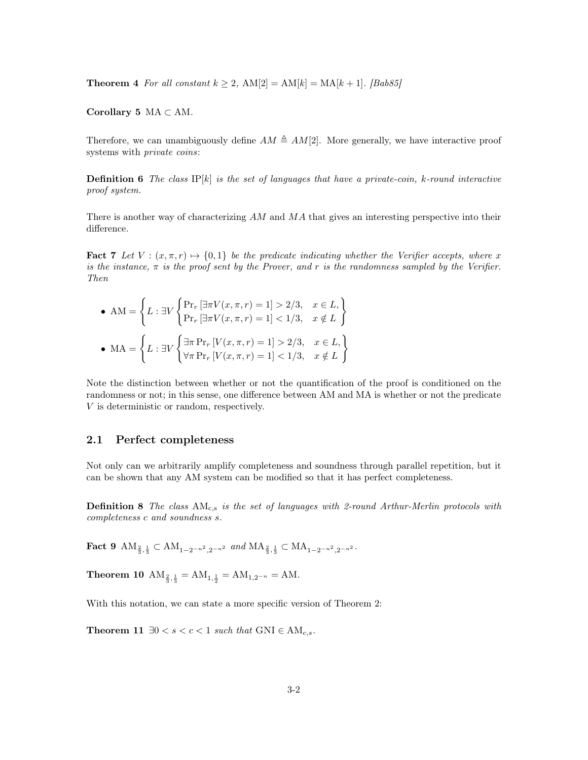**Theorem 4** *For all constant $k \geq 2$, $\mathrm{AM}[2] = \mathrm{AM}[k] = \mathrm{MA}[k+1]$. [Bab85]*

**Corollary 5** $\mathrm{MA} \subset \mathrm{AM}$.

Therefore, we can unambiguously define $AM \triangleq AM[2]$. More generally, we have interactive proof systems with *private coins*:

**Definition 6** *The class $\mathrm{IP}[k]$ is the set of languages that have a private-coin, k-round interactive proof system.*

There is another way of characterizing $AM$ and $MA$ that gives an interesting perspective into their difference.

**Fact 7** *Let $V : (x, \pi, r) \mapsto \{0, 1\}$ be the predicate indicating whether the Verifier accepts, where $x$ is the instance, $\pi$ is the proof sent by the Prover, and $r$ is the randomness sampled by the Verifier. Then*

- $\mathrm{AM} = \left\{ L : \exists V \begin{cases} \Pr_r \left[\exists \pi V(x, \pi, r) = 1\right] > 2/3, & x \in L, \\ \Pr_r \left[\exists \pi V(x, \pi, r) = 1\right] < 1/3, & x \notin L \end{cases} \right\}$
- $\mathrm{MA} = \left\{ L : \exists V \begin{cases} \exists \pi \Pr_r \left[V(x, \pi, r) = 1\right] > 2/3, & x \in L, \\ \forall \pi \Pr_r \left[V(x, \pi, r) = 1\right] < 1/3, & x \notin L \end{cases} \right\}$

Note the distinction between whether or not the quantification of the proof is conditioned on the randomness or not; in this sense, one difference between AM and MA is whether or not the predicate $V$ is deterministic or random, respectively.

## 2.1 Perfect completeness

Not only can we arbitrarily amplify completeness and soundness through parallel repetition, but it can be shown that any AM system can be modified so that it has perfect completeness.

**Definition 8** *The class $\mathrm{AM}_{\mathrm{c,s}}$ is the set of languages with 2-round Arthur-Merlin protocols with completeness $c$ and soundness $s$.*

**Fact 9** $\mathrm{AM}_{\frac{2}{3},\frac{1}{3}} \subset \mathrm{AM}_{1-2^{-n^2},2^{-n^2}}$ *and* $\mathrm{MA}_{\frac{2}{3},\frac{1}{3}} \subset \mathrm{MA}_{1-2^{-n^2},2^{-n^2}}$.

**Theorem 10** $\mathrm{AM}_{\frac{2}{3},\frac{1}{3}} = \mathrm{AM}_{1,\frac{1}{2}} = \mathrm{AM}_{1,2^{-n}} = \mathrm{AM}$.

With this notation, we can state a more specific version of Theorem 2:

**Theorem 11** $\exists 0 < s < c < 1$ *such that* $\mathrm{GNI} \in \mathrm{AM}_{c,s}$.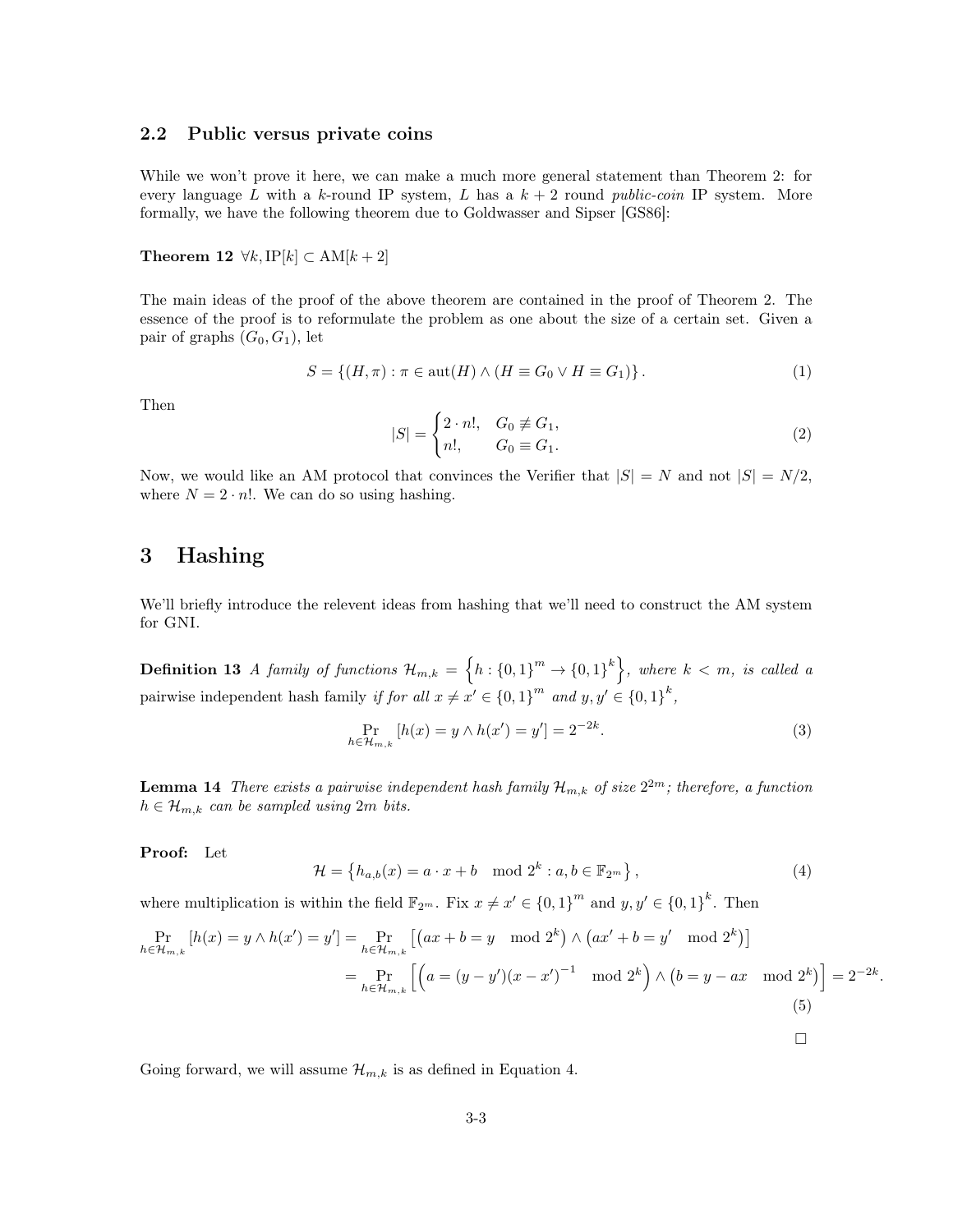### 2.2 Public versus private coins

While we won't prove it here, we can make a much more general statement than Theorem 2: for every language $L$ with a $k$-round IP system, $L$ has a $k+2$ round *public-coin* IP system. More formally, we have the following theorem due to Goldwasser and Sipser [GS86]:

**Theorem 12** *$\forall k, \mathrm{IP}[k] \subset \mathrm{AM}[k+2]$*

The main ideas of the proof of the above theorem are contained in the proof of Theorem 2. The essence of the proof is to reformulate the problem as one about the size of a certain set. Given a pair of graphs $(G_0, G_1)$, let

$$S = \{(H, \pi) : \pi \in \mathrm{aut}(H) \wedge (H \equiv G_0 \vee H \equiv G_1)\}. \tag{1}$$

Then

$$|S| = \begin{cases} 2 \cdot n!, & G_0 \not\equiv G_1, \\ n!, & G_0 \equiv G_1. \end{cases} \tag{2}$$

Now, we would like an AM protocol that convinces the Verifier that $|S| = N$ and not $|S| = N/2$, where $N = 2 \cdot n!$. We can do so using hashing.

## 3 Hashing

We'll briefly introduce the relevent ideas from hashing that we'll need to construct the AM system for GNI.

**Definition 13** *A family of functions $\mathcal{H}_{m,k} = \left\{h : \{0,1\}^m \to \{0,1\}^k\right\}$, where $k < m$, is called a* pairwise independent hash family *if for all $x \neq x' \in \{0,1\}^m$ and $y, y' \in \{0,1\}^k$,*

$$\Pr_{h \in \mathcal{H}_{m,k}} [h(x) = y \wedge h(x') = y'] = 2^{-2k}. \tag{3}$$

**Lemma 14** *There exists a pairwise independent hash family $\mathcal{H}_{m,k}$ of size $2^{2m}$; therefore, a function $h \in \mathcal{H}_{m,k}$ can be sampled using $2m$ bits.*

**Proof:** Let

$$\mathcal{H} = \left\{h_{a,b}(x) = a \cdot x + b \mod 2^k : a, b \in \mathbb{F}_{2^m}\right\}, \tag{4}$$

where multiplication is within the field $\mathbb{F}_{2^m}$. Fix $x \neq x' \in \{0,1\}^m$ and $y, y' \in \{0,1\}^k$. Then

$$\begin{aligned} \Pr_{h \in \mathcal{H}_{m,k}} [h(x) = y \wedge h(x') = y'] &= \Pr_{h \in \mathcal{H}_{m,k}} \left[\left(ax + b = y \mod 2^k\right) \wedge \left(ax' + b = y' \mod 2^k\right)\right] \\ &= \Pr_{h \in \mathcal{H}_{m,k}} \left[\left(a = (y - y')(x - x')^{-1} \mod 2^k\right) \wedge \left(b = y - ax \mod 2^k\right)\right] = 2^{-2k}. \end{aligned} \tag{5}$$

□

Going forward, we will assume $\mathcal{H}_{m,k}$ is as defined in Equation 4.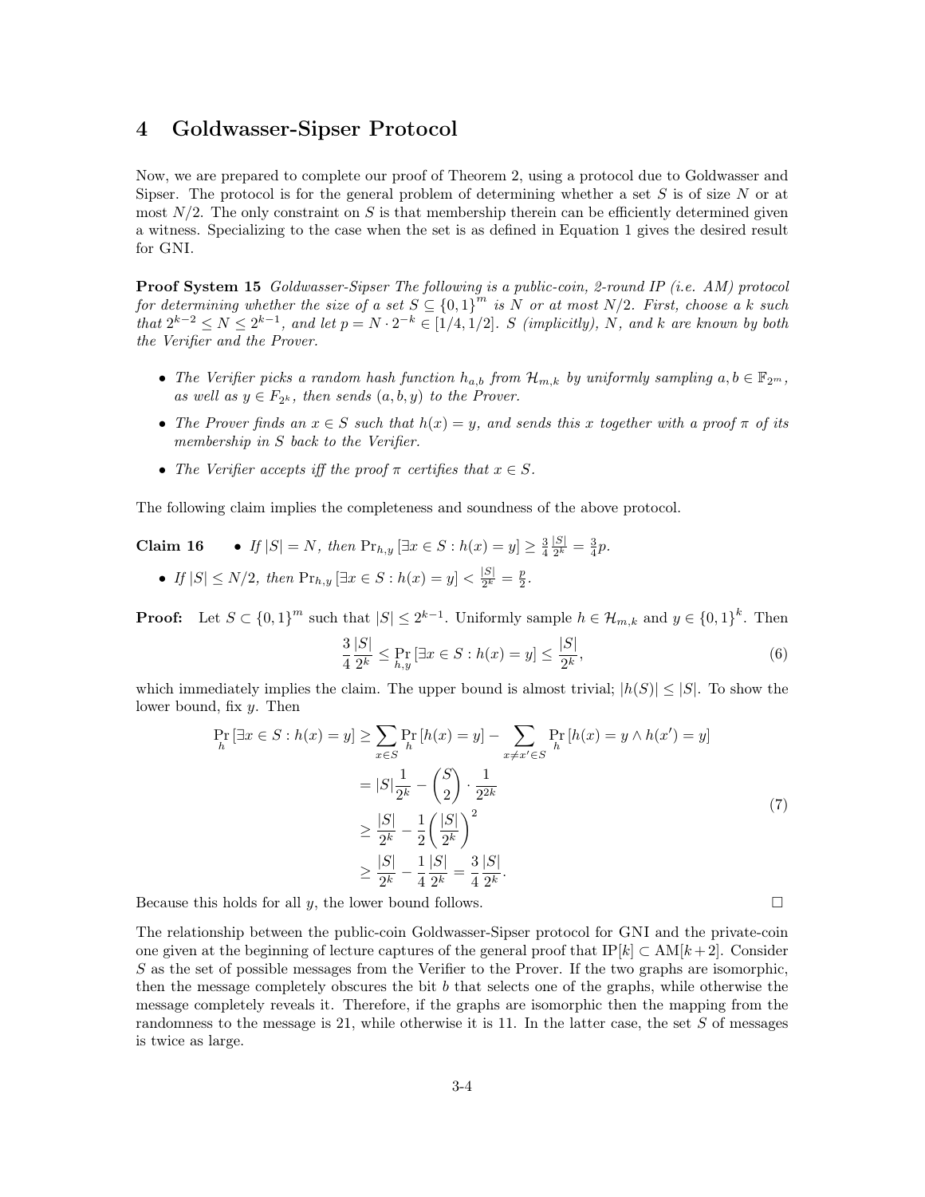## 4 Goldwasser-Sipser Protocol

Now, we are prepared to complete our proof of Theorem 2, using a protocol due to Goldwasser and Sipser. The protocol is for the general problem of determining whether a set $S$ is of size $N$ or at most $N/2$. The only constraint on $S$ is that membership therein can be efficiently determined given a witness. Specializing to the case when the set is as defined in Equation 1 gives the desired result for GNI.

**Proof System 15** *Goldwasser-Sipser The following is a public-coin, 2-round IP (i.e. AM) protocol for determining whether the size of a set $S \subseteq \{0,1\}^m$ is $N$ or at most $N/2$. First, choose a $k$ such that $2^{k-2} \leq N \leq 2^{k-1}$, and let $p = N \cdot 2^{-k} \in [1/4, 1/2]$. $S$ (implicitly), $N$, and $k$ are known by both the Verifier and the Prover.*

- *The Verifier picks a random hash function $h_{a,b}$ from $\mathcal{H}_{m,k}$ by uniformly sampling $a, b \in \mathbb{F}_{2^m}$, as well as $y \in F_{2^k}$, then sends $(a, b, y)$ to the Prover.*
- *The Prover finds an $x \in S$ such that $h(x) = y$, and sends this $x$ together with a proof $\pi$ of its membership in $S$ back to the Verifier.*
- *The Verifier accepts iff the proof $\pi$ certifies that $x \in S$.*

The following claim implies the completeness and soundness of the above protocol.

**Claim 16**
- *If $|S| = N$, then $\Pr_{h,y}[\exists x \in S : h(x) = y] \geq \frac{3}{4}\frac{|S|}{2^k} = \frac{3}{4}p$.*
- *If $|S| \leq N/2$, then $\Pr_{h,y}[\exists x \in S : h(x) = y] < \frac{|S|}{2^k} = \frac{p}{2}$.*

**Proof:** Let $S \subset \{0,1\}^m$ such that $|S| \leq 2^{k-1}$. Uniformly sample $h \in \mathcal{H}_{m,k}$ and $y \in \{0,1\}^k$. Then

$$\frac{3}{4}\frac{|S|}{2^k} \leq \Pr_{h,y}[\exists x \in S : h(x) = y] \leq \frac{|S|}{2^k}, \tag{6}$$

which immediately implies the claim. The upper bound is almost trivial; $|h(S)| \leq |S|$. To show the lower bound, fix $y$. Then

$$\begin{aligned}
\Pr_h[\exists x \in S : h(x) = y] &\geq \sum_{x \in S} \Pr_h[h(x) = y] - \sum_{x \neq x' \in S} \Pr_h[h(x) = y \wedge h(x') = y] \\
&= |S|\frac{1}{2^k} - \binom{S}{2} \cdot \frac{1}{2^{2k}} \\
&\geq \frac{|S|}{2^k} - \frac{1}{2}\left(\frac{|S|}{2^k}\right)^2 \\
&\geq \frac{|S|}{2^k} - \frac{1}{4}\frac{|S|}{2^k} = \frac{3}{4}\frac{|S|}{2^k}.
\end{aligned} \tag{7}$$

Because this holds for all $y$, the lower bound follows. □

The relationship between the public-coin Goldwasser-Sipser protocol for GNI and the private-coin one given at the beginning of lecture captures of the general proof that IP[$k$] $\subset$ AM[$k+2$]. Consider $S$ as the set of possible messages from the Verifier to the Prover. If the two graphs are isomorphic, then the message completely obscures the bit $b$ that selects one of the graphs, while otherwise the message completely reveals it. Therefore, if the graphs are isomorphic then the mapping from the randomness to the message is 21, while otherwise it is 11. In the latter case, the set $S$ of messages is twice as large.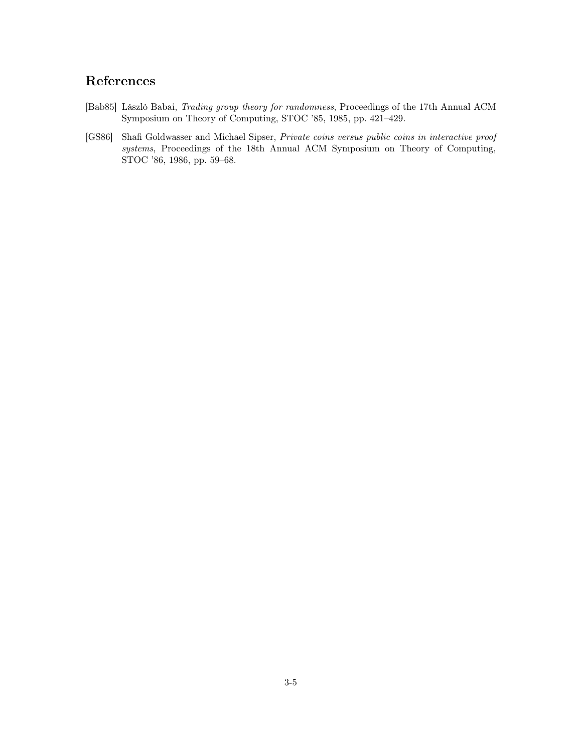## References

[Bab85] László Babai, *Trading group theory for randomness*, Proceedings of the 17th Annual ACM Symposium on Theory of Computing, STOC '85, 1985, pp. 421–429.

[GS86] Shafi Goldwasser and Michael Sipser, *Private coins versus public coins in interactive proof systems*, Proceedings of the 18th Annual ACM Symposium on Theory of Computing, STOC '86, 1986, pp. 59–68.